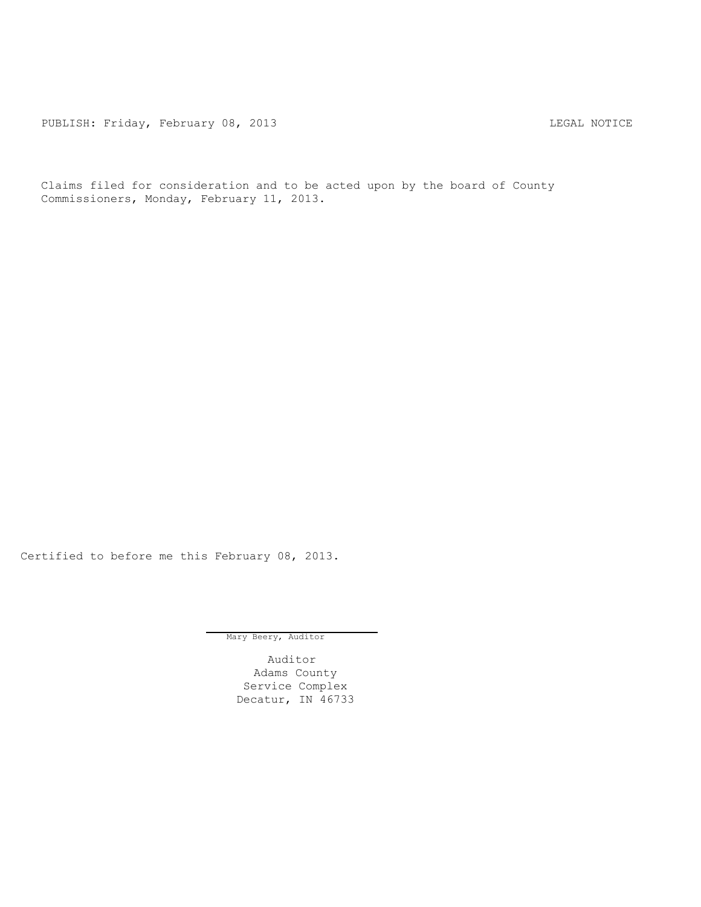PUBLISH: Friday, February 08, 2013 LEGAL NOTICE

Claims filed for consideration and to be acted upon by the board of County Commissioners, Monday, February 11, 2013.

Certified to before me this February 08, 2013.

Mary Beery, Auditor

Auditor
Adams County
Service Complex
Decatur, IN 46733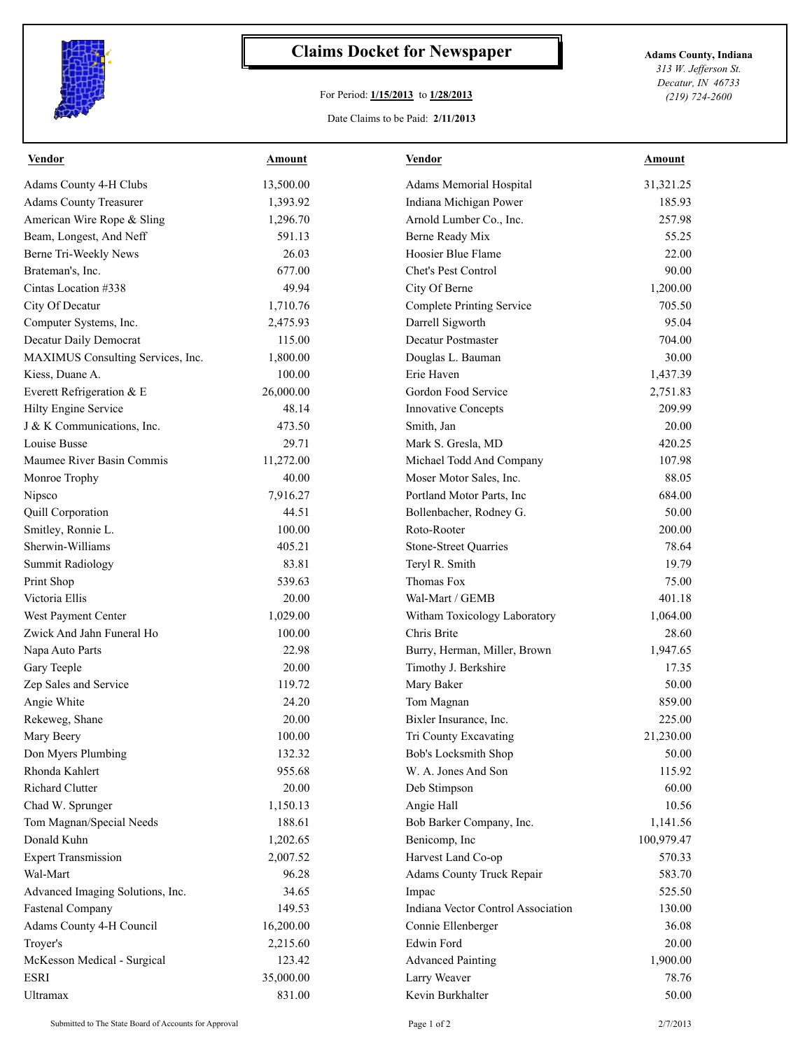# Claims Docket for Newspaper

For Period: **1/15/2013** to **1/28/2013**

Date Claims to be Paid: **2/11/2013**

**Adams County, Indiana**
*313 W. Jefferson St.*
*Decatur, IN 46733*
*(219) 724-2600*

| Vendor | Amount | Vendor | Amount |
|---|---|---|---|
| Adams County 4-H Clubs | 13,500.00 | Adams Memorial Hospital | 31,321.25 |
| Adams County Treasurer | 1,393.92 | Indiana Michigan Power | 185.93 |
| American Wire Rope & Sling | 1,296.70 | Arnold Lumber Co., Inc. | 257.98 |
| Beam, Longest, And Neff | 591.13 | Berne Ready Mix | 55.25 |
| Berne Tri-Weekly News | 26.03 | Hoosier Blue Flame | 22.00 |
| Brateman's, Inc. | 677.00 | Chet's Pest Control | 90.00 |
| Cintas Location #338 | 49.94 | City Of Berne | 1,200.00 |
| City Of Decatur | 1,710.76 | Complete Printing Service | 705.50 |
| Computer Systems, Inc. | 2,475.93 | Darrell Sigworth | 95.04 |
| Decatur Daily Democrat | 115.00 | Decatur Postmaster | 704.00 |
| MAXIMUS Consulting Services, Inc. | 1,800.00 | Douglas L. Bauman | 30.00 |
| Kiess, Duane A. | 100.00 | Erie Haven | 1,437.39 |
| Everett Refrigeration & E | 26,000.00 | Gordon Food Service | 2,751.83 |
| Hilty Engine Service | 48.14 | Innovative Concepts | 209.99 |
| J & K Communications, Inc. | 473.50 | Smith, Jan | 20.00 |
| Louise Busse | 29.71 | Mark S. Gresla, MD | 420.25 |
| Maumee River Basin Commis | 11,272.00 | Michael Todd And Company | 107.98 |
| Monroe Trophy | 40.00 | Moser Motor Sales, Inc. | 88.05 |
| Nipsco | 7,916.27 | Portland Motor Parts, Inc | 684.00 |
| Quill Corporation | 44.51 | Bollenbacher, Rodney G. | 50.00 |
| Smitley, Ronnie L. | 100.00 | Roto-Rooter | 200.00 |
| Sherwin-Williams | 405.21 | Stone-Street Quarries | 78.64 |
| Summit Radiology | 83.81 | Teryl R. Smith | 19.79 |
| Print Shop | 539.63 | Thomas Fox | 75.00 |
| Victoria Ellis | 20.00 | Wal-Mart / GEMB | 401.18 |
| West Payment Center | 1,029.00 | Witham Toxicology Laboratory | 1,064.00 |
| Zwick And Jahn Funeral Ho | 100.00 | Chris Brite | 28.60 |
| Napa Auto Parts | 22.98 | Burry, Herman, Miller, Brown | 1,947.65 |
| Gary Teeple | 20.00 | Timothy J. Berkshire | 17.35 |
| Zep Sales and Service | 119.72 | Mary Baker | 50.00 |
| Angie White | 24.20 | Tom Magnan | 859.00 |
| Rekeweg, Shane | 20.00 | Bixler Insurance, Inc. | 225.00 |
| Mary Beery | 100.00 | Tri County Excavating | 21,230.00 |
| Don Myers Plumbing | 132.32 | Bob's Locksmith Shop | 50.00 |
| Rhonda Kahlert | 955.68 | W. A. Jones And Son | 115.92 |
| Richard Clutter | 20.00 | Deb Stimpson | 60.00 |
| Chad W. Sprunger | 1,150.13 | Angie Hall | 10.56 |
| Tom Magnan/Special Needs | 188.61 | Bob Barker Company, Inc. | 1,141.56 |
| Donald Kuhn | 1,202.65 | Benicomp, Inc | 100,979.47 |
| Expert Transmission | 2,007.52 | Harvest Land Co-op | 570.33 |
| Wal-Mart | 96.28 | Adams County Truck Repair | 583.70 |
| Advanced Imaging Solutions, Inc. | 34.65 | Impac | 525.50 |
| Fastenal Company | 149.53 | Indiana Vector Control Association | 130.00 |
| Adams County 4-H Council | 16,200.00 | Connie Ellenberger | 36.08 |
| Troyer's | 2,215.60 | Edwin Ford | 20.00 |
| McKesson Medical - Surgical | 123.42 | Advanced Painting | 1,900.00 |
| ESRI | 35,000.00 | Larry Weaver | 78.76 |
| Ultramax | 831.00 | Kevin Burkhalter | 50.00 |

Submitted to The State Board of Accounts for Approval

2/7/2013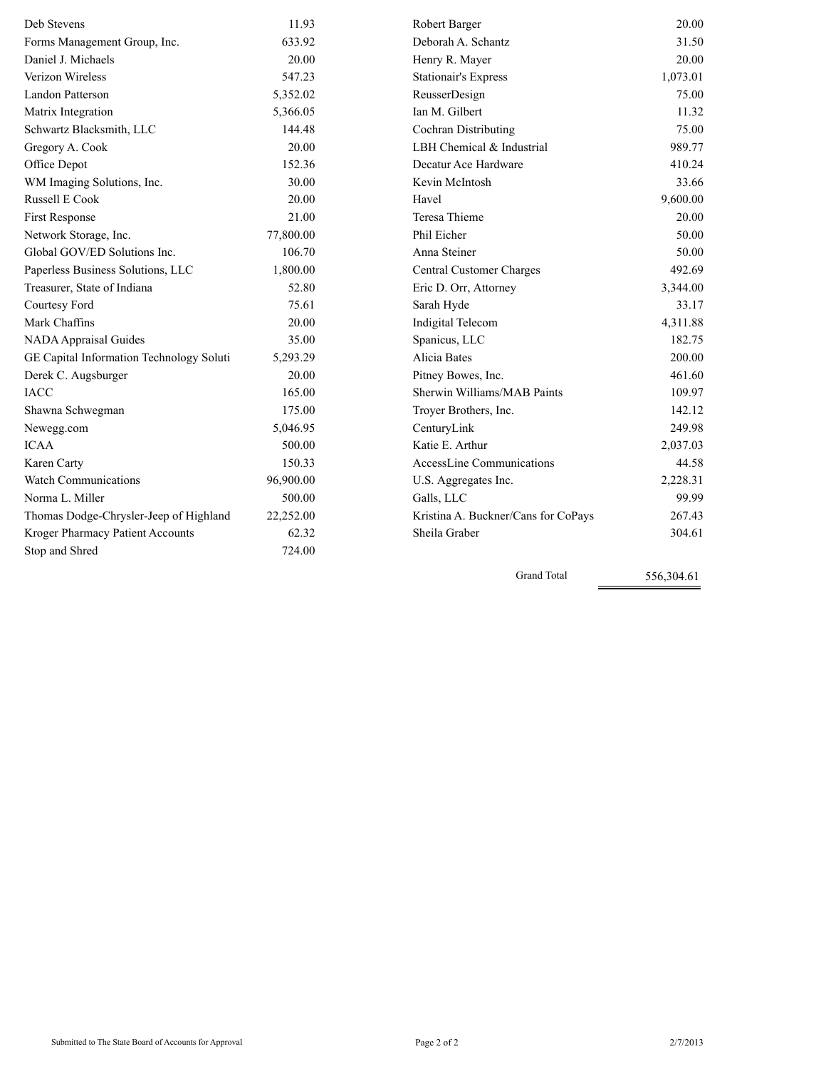| | |
|---|---|
| Deb Stevens | 11.93 |
| Forms Management Group, Inc. | 633.92 |
| Daniel J. Michaels | 20.00 |
| Verizon Wireless | 547.23 |
| Landon Patterson | 5,352.02 |
| Matrix Integration | 5,366.05 |
| Schwartz Blacksmith, LLC | 144.48 |
| Gregory A. Cook | 20.00 |
| Office Depot | 152.36 |
| WM Imaging Solutions, Inc. | 30.00 |
| Russell E Cook | 20.00 |
| First Response | 21.00 |
| Network Storage, Inc. | 77,800.00 |
| Global GOV/ED Solutions Inc. | 106.70 |
| Paperless Business Solutions, LLC | 1,800.00 |
| Treasurer, State of Indiana | 52.80 |
| Courtesy Ford | 75.61 |
| Mark Chaffins | 20.00 |
| NADA Appraisal Guides | 35.00 |
| GE Capital Information Technology Soluti | 5,293.29 |
| Derek C. Augsburger | 20.00 |
| IACC | 165.00 |
| Shawna Schwegman | 175.00 |
| Newegg.com | 5,046.95 |
| ICAA | 500.00 |
| Karen Carty | 150.33 |
| Watch Communications | 96,900.00 |
| Norma L. Miller | 500.00 |
| Thomas Dodge-Chrysler-Jeep of Highland | 22,252.00 |
| Kroger Pharmacy Patient Accounts | 62.32 |
| Stop and Shred | 724.00 |
| Robert Barger | 20.00 |
| Deborah A. Schantz | 31.50 |
| Henry R. Mayer | 20.00 |
| Stationair's Express | 1,073.01 |
| ReusserDesign | 75.00 |
| Ian M. Gilbert | 11.32 |
| Cochran Distributing | 75.00 |
| LBH Chemical & Industrial | 989.77 |
| Decatur Ace Hardware | 410.24 |
| Kevin McIntosh | 33.66 |
| Havel | 9,600.00 |
| Teresa Thieme | 20.00 |
| Phil Eicher | 50.00 |
| Anna Steiner | 50.00 |
| Central Customer Charges | 492.69 |
| Eric D. Orr, Attorney | 3,344.00 |
| Sarah Hyde | 33.17 |
| Indigital Telecom | 4,311.88 |
| Spanicus, LLC | 182.75 |
| Alicia Bates | 200.00 |
| Pitney Bowes, Inc. | 461.60 |
| Sherwin Williams/MAB Paints | 109.97 |
| Troyer Brothers, Inc. | 142.12 |
| CenturyLink | 249.98 |
| Katie E. Arthur | 2,037.03 |
| AccessLine Communications | 44.58 |
| U.S. Aggregates Inc. | 2,228.31 |
| Galls, LLC | 99.99 |
| Kristina A. Buckner/Cans for CoPays | 267.43 |
| Sheila Graber | 304.61 |
| Grand Total | 556,304.61 |